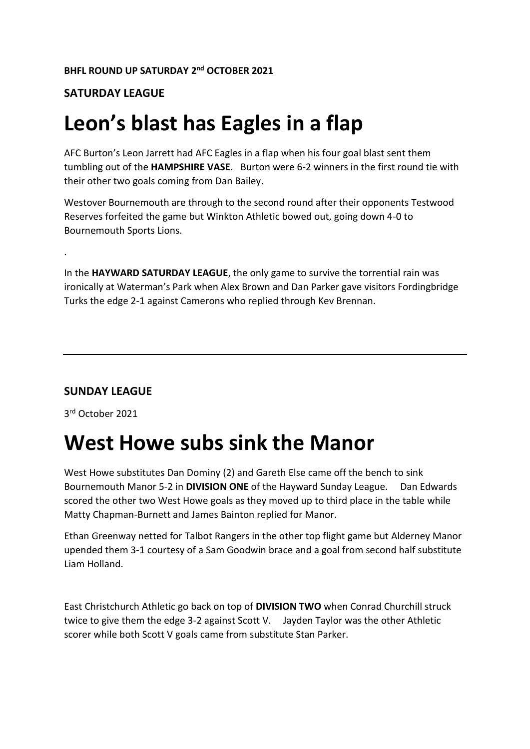**BHFL ROUND UP SATURDAY 2nd OCTOBER 2021**

**SATURDAY LEAGUE**

# Leon's blast has Eagles in a flap

AFC Burton's Leon Jarrett had AFC Eagles in a flap when his four goal blast sent them tumbling out of the **HAMPSHIRE VASE**. Burton were 6-2 winners in the first round tie with their other two goals coming from Dan Bailey.

Westover Bournemouth are through to the second round after their opponents Testwood Reserves forfeited the game but Winkton Athletic bowed out, going down 4-0 to Bournemouth Sports Lions.

.

In the **HAYWARD SATURDAY LEAGUE**, the only game to survive the torrential rain was ironically at Waterman's Park when Alex Brown and Dan Parker gave visitors Fordingbridge Turks the edge 2-1 against Camerons who replied through Kev Brennan.

---

**SUNDAY LEAGUE**

3rd October 2021

# West Howe subs sink the Manor

West Howe substitutes Dan Dominy (2) and Gareth Else came off the bench to sink Bournemouth Manor 5-2 in **DIVISION ONE** of the Hayward Sunday League. Dan Edwards scored the other two West Howe goals as they moved up to third place in the table while Matty Chapman-Burnett and James Bainton replied for Manor.

Ethan Greenway netted for Talbot Rangers in the other top flight game but Alderney Manor upended them 3-1 courtesy of a Sam Goodwin brace and a goal from second half substitute Liam Holland.

East Christchurch Athletic go back on top of **DIVISION TWO** when Conrad Churchill struck twice to give them the edge 3-2 against Scott V. Jayden Taylor was the other Athletic scorer while both Scott V goals came from substitute Stan Parker.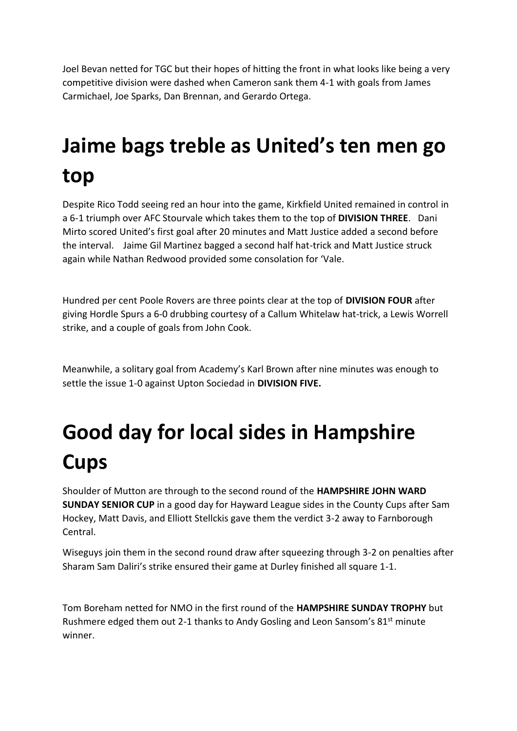Joel Bevan netted for TGC but their hopes of hitting the front in what looks like being a very competitive division were dashed when Cameron sank them 4-1 with goals from James Carmichael, Joe Sparks, Dan Brennan, and Gerardo Ortega.

# Jaime bags treble as United's ten men go top

Despite Rico Todd seeing red an hour into the game, Kirkfield United remained in control in a 6-1 triumph over AFC Stourvale which takes them to the top of **DIVISION THREE**. Dani Mirto scored United's first goal after 20 minutes and Matt Justice added a second before the interval. Jaime Gil Martinez bagged a second half hat-trick and Matt Justice struck again while Nathan Redwood provided some consolation for 'Vale.

Hundred per cent Poole Rovers are three points clear at the top of **DIVISION FOUR** after giving Hordle Spurs a 6-0 drubbing courtesy of a Callum Whitelaw hat-trick, a Lewis Worrell strike, and a couple of goals from John Cook.

Meanwhile, a solitary goal from Academy's Karl Brown after nine minutes was enough to settle the issue 1-0 against Upton Sociedad in **DIVISION FIVE.**

# Good day for local sides in Hampshire Cups

Shoulder of Mutton are through to the second round of the **HAMPSHIRE JOHN WARD SUNDAY SENIOR CUP** in a good day for Hayward League sides in the County Cups after Sam Hockey, Matt Davis, and Elliott Stellckis gave them the verdict 3-2 away to Farnborough Central.

Wiseguys join them in the second round draw after squeezing through 3-2 on penalties after Sharam Sam Daliri's strike ensured their game at Durley finished all square 1-1.

Tom Boreham netted for NMO in the first round of the **HAMPSHIRE SUNDAY TROPHY** but Rushmere edged them out 2-1 thanks to Andy Gosling and Leon Sansom's 81st minute winner.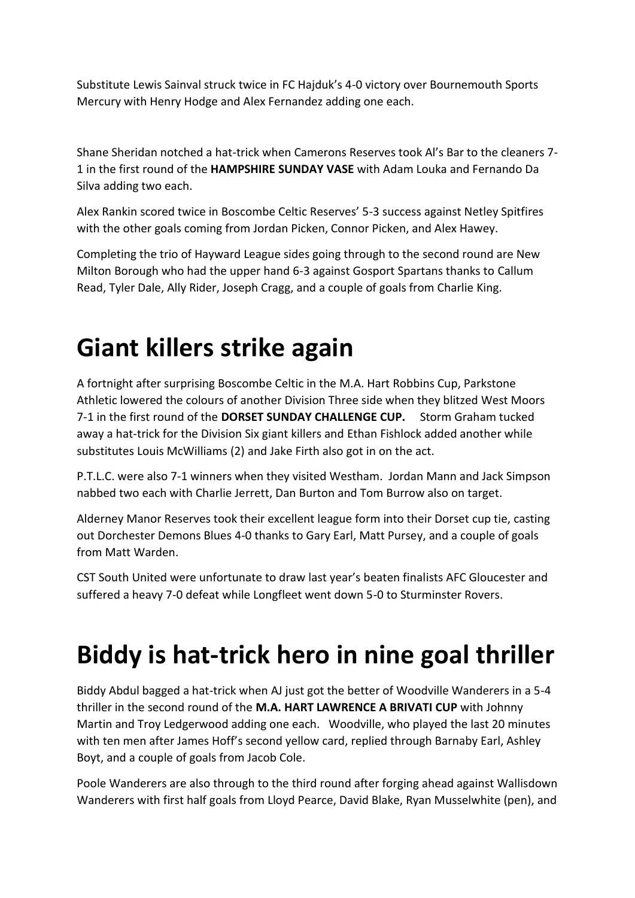Substitute Lewis Sainval struck twice in FC Hajduk's 4-0 victory over Bournemouth Sports Mercury with Henry Hodge and Alex Fernandez adding one each.

Shane Sheridan notched a hat-trick when Camerons Reserves took Al's Bar to the cleaners 7-1 in the first round of the **HAMPSHIRE SUNDAY VASE** with Adam Louka and Fernando Da Silva adding two each.

Alex Rankin scored twice in Boscombe Celtic Reserves' 5-3 success against Netley Spitfires with the other goals coming from Jordan Picken, Connor Picken, and Alex Hawey.

Completing the trio of Hayward League sides going through to the second round are New Milton Borough who had the upper hand 6-3 against Gosport Spartans thanks to Callum Read, Tyler Dale, Ally Rider, Joseph Cragg, and a couple of goals from Charlie King.

# Giant killers strike again

A fortnight after surprising Boscombe Celtic in the M.A. Hart Robbins Cup, Parkstone Athletic lowered the colours of another Division Three side when they blitzed West Moors 7-1 in the first round of the **DORSET SUNDAY CHALLENGE CUP.** Storm Graham tucked away a hat-trick for the Division Six giant killers and Ethan Fishlock added another while substitutes Louis McWilliams (2) and Jake Firth also got in on the act.

P.T.L.C. were also 7-1 winners when they visited Westham. Jordan Mann and Jack Simpson nabbed two each with Charlie Jerrett, Dan Burton and Tom Burrow also on target.

Alderney Manor Reserves took their excellent league form into their Dorset cup tie, casting out Dorchester Demons Blues 4-0 thanks to Gary Earl, Matt Pursey, and a couple of goals from Matt Warden.

CST South United were unfortunate to draw last year's beaten finalists AFC Gloucester and suffered a heavy 7-0 defeat while Longfleet went down 5-0 to Sturminster Rovers.

# Biddy is hat-trick hero in nine goal thriller

Biddy Abdul bagged a hat-trick when AJ just got the better of Woodville Wanderers in a 5-4 thriller in the second round of the **M.A. HART LAWRENCE A BRIVATI CUP** with Johnny Martin and Troy Ledgerwood adding one each. Woodville, who played the last 20 minutes with ten men after James Hoff's second yellow card, replied through Barnaby Earl, Ashley Boyt, and a couple of goals from Jacob Cole.

Poole Wanderers are also through to the third round after forging ahead against Wallisdown Wanderers with first half goals from Lloyd Pearce, David Blake, Ryan Musselwhite (pen), and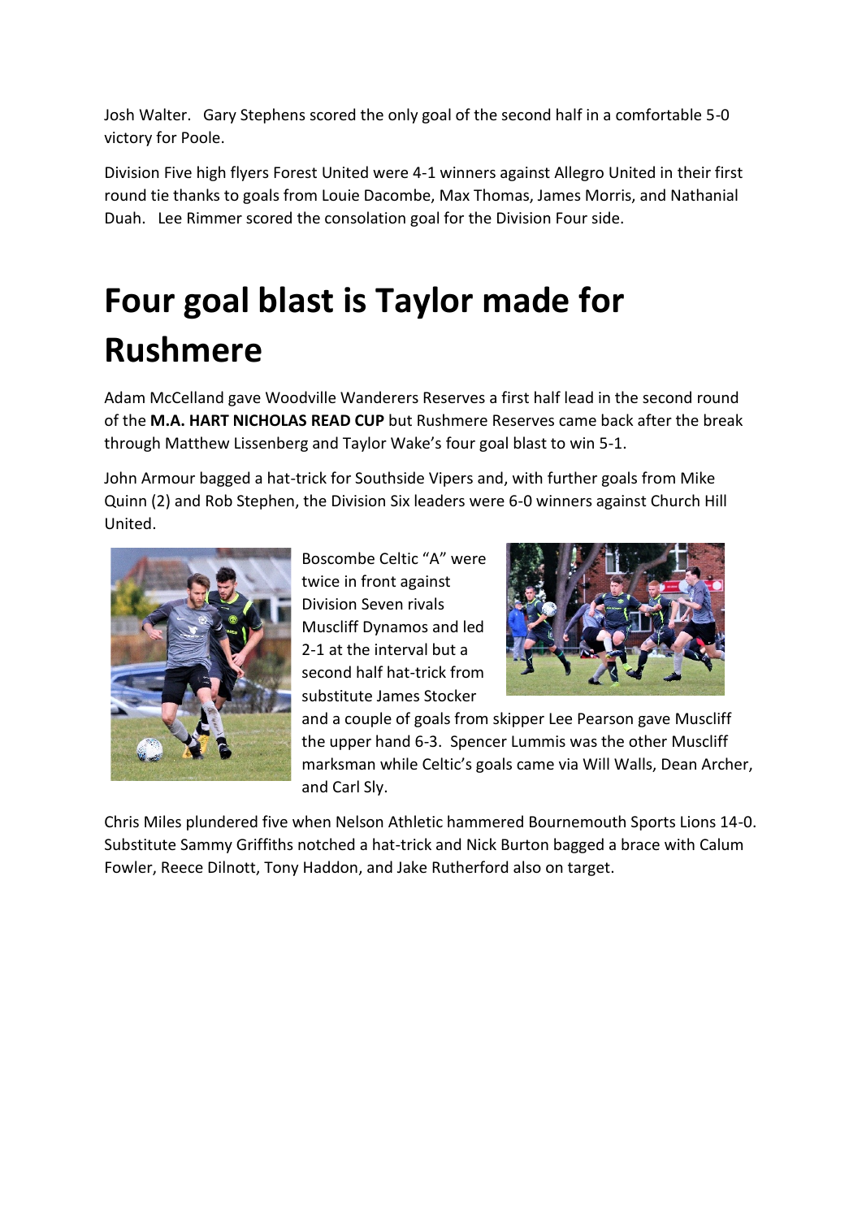Josh Walter.   Gary Stephens scored the only goal of the second half in a comfortable 5-0 victory for Poole.

Division Five high flyers Forest United were 4-1 winners against Allegro United in their first round tie thanks to goals from Louie Dacombe, Max Thomas, James Morris, and Nathanial Duah.   Lee Rimmer scored the consolation goal for the Division Four side.

# Four goal blast is Taylor made for Rushmere

Adam McCelland gave Woodville Wanderers Reserves a first half lead in the second round of the **M.A. HART NICHOLAS READ CUP** but Rushmere Reserves came back after the break through Matthew Lissenberg and Taylor Wake's four goal blast to win 5-1.

John Armour bagged a hat-trick for Southside Vipers and, with further goals from Mike Quinn (2) and Rob Stephen, the Division Six leaders were 6-0 winners against Church Hill United.

Boscombe Celtic "A" were twice in front against Division Seven rivals Muscliff Dynamos and led 2-1 at the interval but a second half hat-trick from substitute James Stocker and a couple of goals from skipper Lee Pearson gave Muscliff the upper hand 6-3.  Spencer Lummis was the other Muscliff marksman while Celtic's goals came via Will Walls, Dean Archer, and Carl Sly.

Chris Miles plundered five when Nelson Athletic hammered Bournemouth Sports Lions 14-0. Substitute Sammy Griffiths notched a hat-trick and Nick Burton bagged a brace with Calum Fowler, Reece Dilnott, Tony Haddon, and Jake Rutherford also on target.